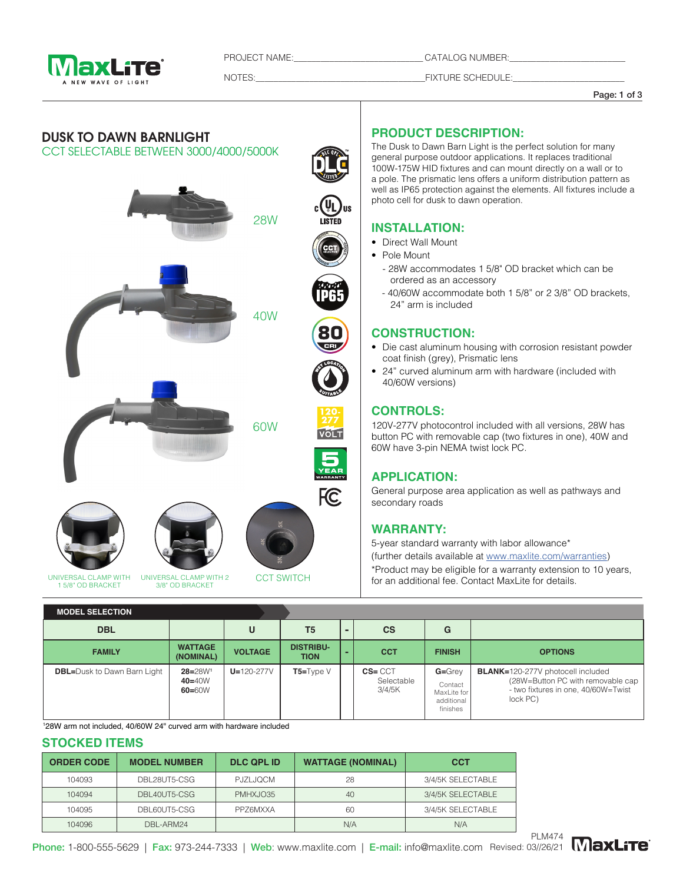PROJECT NAME:\_\_\_\_\_\_\_\_\_\_\_\_ CATALOG NUMBER:\_\_\_\_\_\_\_\_\_\_\_\_

NOTES:\_\_\_\_\_\_\_\_\_\_\_\_ FIXTURE SCHEDULE:\_\_\_\_\_\_\_\_\_\_\_\_

# DUSK TO DAWN BARNLIGHT

CCT SELECTABLE BETWEEN 3000/4000/5000K

28W

40W

60W

UNIVERSAL CLAMP WITH 1 5/8" OD BRACKET

UNIVERSAL CLAMP WITH 2 3/8" OD BRACKET

CCT SWITCH

## PRODUCT DESCRIPTION:

The Dusk to Dawn Barn Light is the perfect solution for many general purpose outdoor applications. It replaces traditional 100W-175W HID fixtures and can mount directly on a wall or to a pole. The prismatic lens offers a uniform distribution pattern as well as IP65 protection against the elements. All fixtures include a photo cell for dusk to dawn operation.

## INSTALLATION:

- Direct Wall Mount
- Pole Mount
  - 28W accommodates 1 5/8" OD bracket which can be ordered as an accessory
  - 40/60W accommodate both 1 5/8" or 2 3/8" OD brackets, 24" arm is included

## CONSTRUCTION:

- Die cast aluminum housing with corrosion resistant powder coat finish (grey), Prismatic lens
- 24" curved aluminum arm with hardware (included with 40/60W versions)

## CONTROLS:

120V-277V photocontrol included with all versions, 28W has button PC with removable cap (two fixtures in one), 40W and 60W have 3-pin NEMA twist lock PC.

## APPLICATION:

General purpose area application as well as pathways and secondary roads

## WARRANTY:

5-year standard warranty with labor allowance*

(further details available at www.maxlite.com/warranties)

*Product may be eligible for a warranty extension to 10 years, for an additional fee. Contact MaxLite for details.

## MODEL SELECTION

| DBL | | U | T5 | - | CS | G | |
|---|---|---|---|---|---|---|---|
| FAMILY | WATTAGE (NOMINAL) | VOLTAGE | DISTRIBUTION | - | CCT | FINISH | OPTIONS |
| **DBL**=Dusk to Dawn Barn Light | **28**=28W[1]<br>**40**=40W<br>**60**=60W | **U**=120-277V | **T5**=Type V | | **CS**= CCT Selectable 3/4/5K | **G**=Grey<br>Contact MaxLite for additional finishes | **BLANK**=120-277V photocell included (28W=Button PC with removable cap - two fixtures in one, 40/60W=Twist lock PC) |

[1]28W arm not included, 40/60W 24" curved arm with hardware included

## STOCKED ITEMS

| ORDER CODE | MODEL NUMBER | DLC QPL ID | WATTAGE (NOMINAL) | CCT |
|---|---|---|---|---|
| 104093 | DBL28UT5-CSG | PJZLJQCM | 28 | 3/4/5K SELECTABLE |
| 104094 | DBL40UT5-CSG | PMHXJO35 | 40 | 3/4/5K SELECTABLE |
| 104095 | DBL60UT5-CSG | PPZ6MXXA | 60 | 3/4/5K SELECTABLE |
| 104096 | DBL-ARM24 | | N/A | N/A |

Phone: 1-800-555-5629 | Fax: 973-244-7333 | Web: www.maxlite.com | E-mail: info@maxlite.com Revised: 03//26/21 PLM474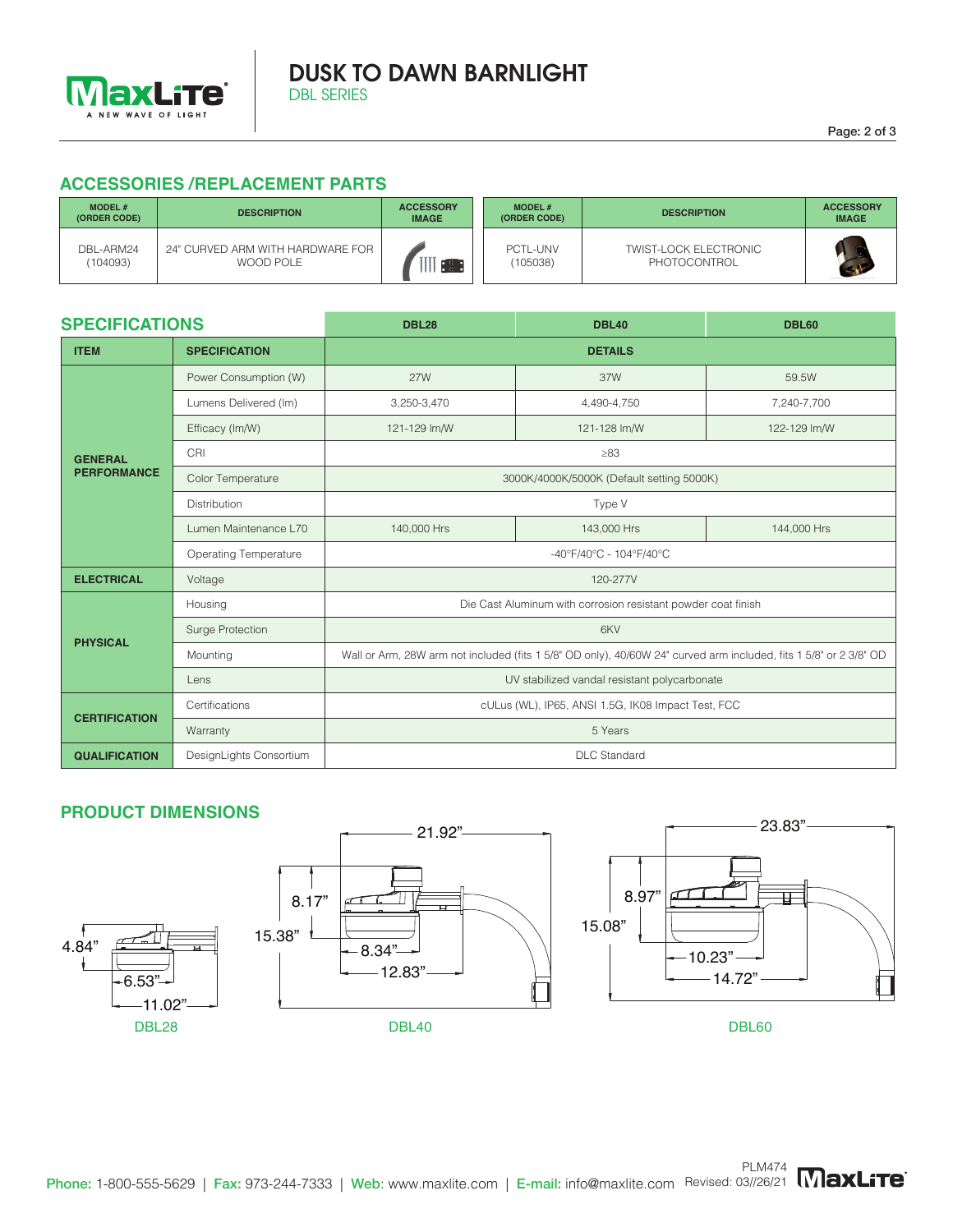# DUSK TO DAWN BARNLIGHT

DBL SERIES

## ACCESSORIES /REPLACEMENT PARTS

| MODEL # (ORDER CODE) | DESCRIPTION | ACCESSORY IMAGE |
|---|---|---|
| DBL-ARM24 (104093) | 24" CURVED ARM WITH HARDWARE FOR WOOD POLE | |

| MODEL # (ORDER CODE) | DESCRIPTION | ACCESSORY IMAGE |
|---|---|---|
| PCTL-UNV (105038) | TWIST-LOCK ELECTRONIC PHOTOCONTROL | |

## SPECIFICATIONS

| ITEM | SPECIFICATION | DBL28 | DBL40 | DBL60 |
|---|---|---|---|---|
| | | DETAILS | | |
| GENERAL PERFORMANCE | Power Consumption (W) | 27W | 37W | 59.5W |
| | Lumens Delivered (lm) | 3,250-3,470 | 4,490-4,750 | 7,240-7,700 |
| | Efficacy (lm/W) | 121-129 lm/W | 121-128 lm/W | 122-129 lm/W |
| | CRI | ≥83 | | |
| | Color Temperature | 3000K/4000K/5000K (Default setting 5000K) | | |
| | Distribution | Type V | | |
| | Lumen Maintenance L70 | 140,000 Hrs | 143,000 Hrs | 144,000 Hrs |
| | Operating Temperature | -40°F/40°C - 104°F/40°C | | |
| ELECTRICAL | Voltage | 120-277V | | |
| PHYSICAL | Housing | Die Cast Aluminum with corrosion resistant powder coat finish | | |
| | Surge Protection | 6KV | | |
| | Mounting | Wall or Arm, 28W arm not included (fits 1 5/8" OD only), 40/60W 24" curved arm included, fits 1 5/8" or 2 3/8" OD | | |
| | Lens | UV stabilized vandal resistant polycarbonate | | |
| CERTIFICATION | Certifications | cULus (WL), IP65, ANSI 1.5G, IK08 Impact Test, FCC | | |
| | Warranty | 5 Years | | |
| QUALIFICATION | DesignLights Consortium | DLC Standard | | |

## PRODUCT DIMENSIONS

DBL28: 4.84" height; 6.53"; 11.02"

DBL40: 21.92"; 8.17"; 15.38"; 8.34"; 12.83"

DBL60: 23.83"; 8.97"; 15.08"; 10.23"; 14.72"

**Phone:** 1-800-555-5629 | **Fax:** 973-244-7333 | **Web:** www.maxlite.com | **E-mail:** info@maxlite.com

PLM474 Revised: 03//26/21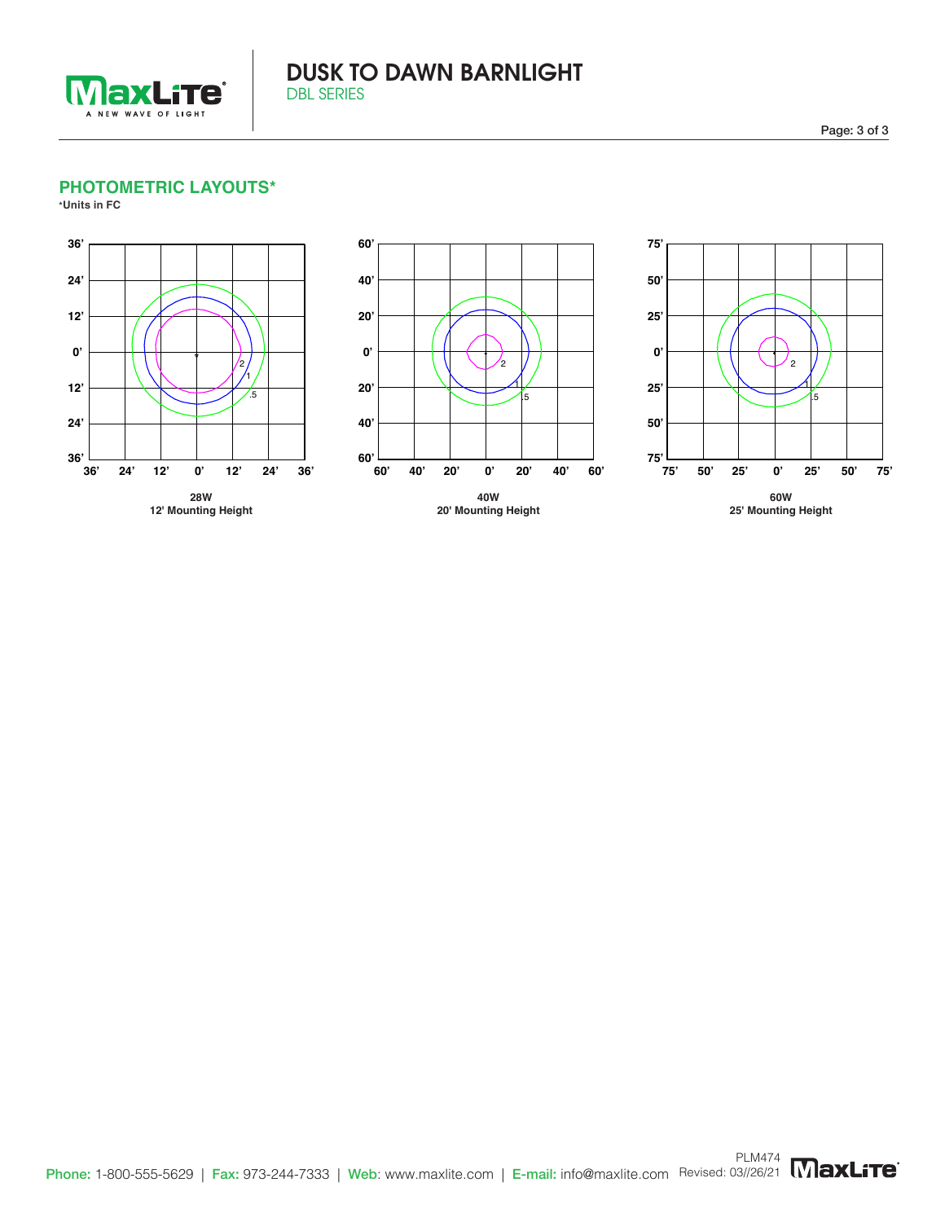## PHOTOMETRIC LAYOUTS*

*Units in FC

36’
24’
12’
0’
12’
24’
36’
36’ 24’ 12’ 0’ 12’ 24’ 36’
2
1
.5

**28W**
**12' Mounting Height**

60’
40’
20’
0’
20’
40’
60’
60’ 40’ 20’ 0’ 20’ 40’ 60’
2
1
.5

**40W**
**20' Mounting Height**

75’
50’
25’
0’
25’
50’
75’
75’ 50’ 25’ 0’ 25’ 50’ 75’
2
1
.5

**60W**
**25' Mounting Height**

**Phone:** 1-800-555-5629 | **Fax:** 973-244-7333 | **Web**: www.maxlite.com | **E-mail:** info@maxlite.com

PLM474
Revised: 03//26/21